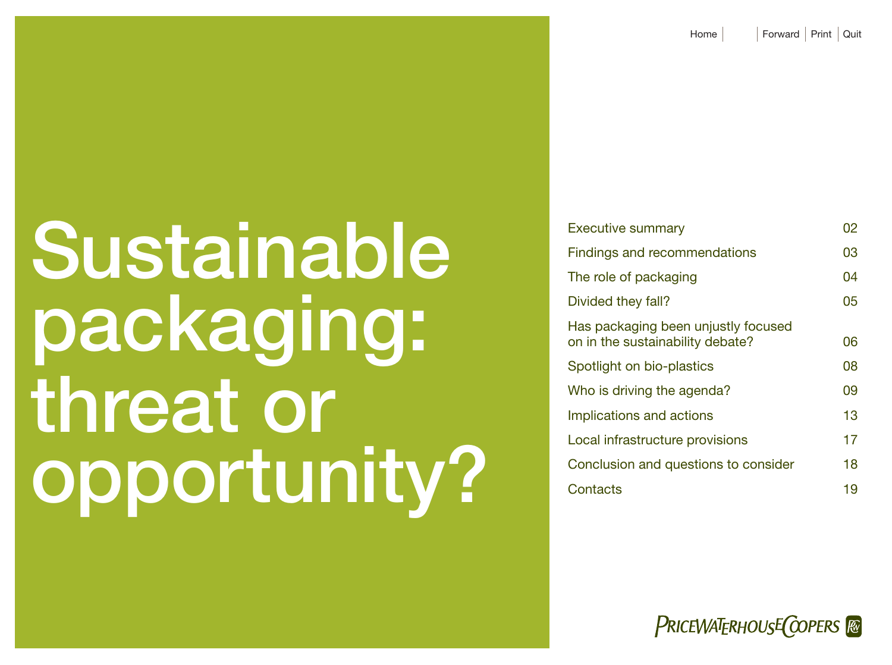# Sustainable packaging: threat or opportunity?

| | |
|---|---|
| Executive summary | 02 |
| Findings and recommendations | 03 |
| The role of packaging | 04 |
| Divided they fall? | 05 |
| Has packaging been unjustly focused on in the sustainability debate? | 06 |
| Spotlight on bio-plastics | 08 |
| Who is driving the agenda? | 09 |
| Implications and actions | 13 |
| Local infrastructure provisions | 17 |
| Conclusion and questions to consider | 18 |
| Contacts | 19 |

PRICEWATERHOUSECOOPERS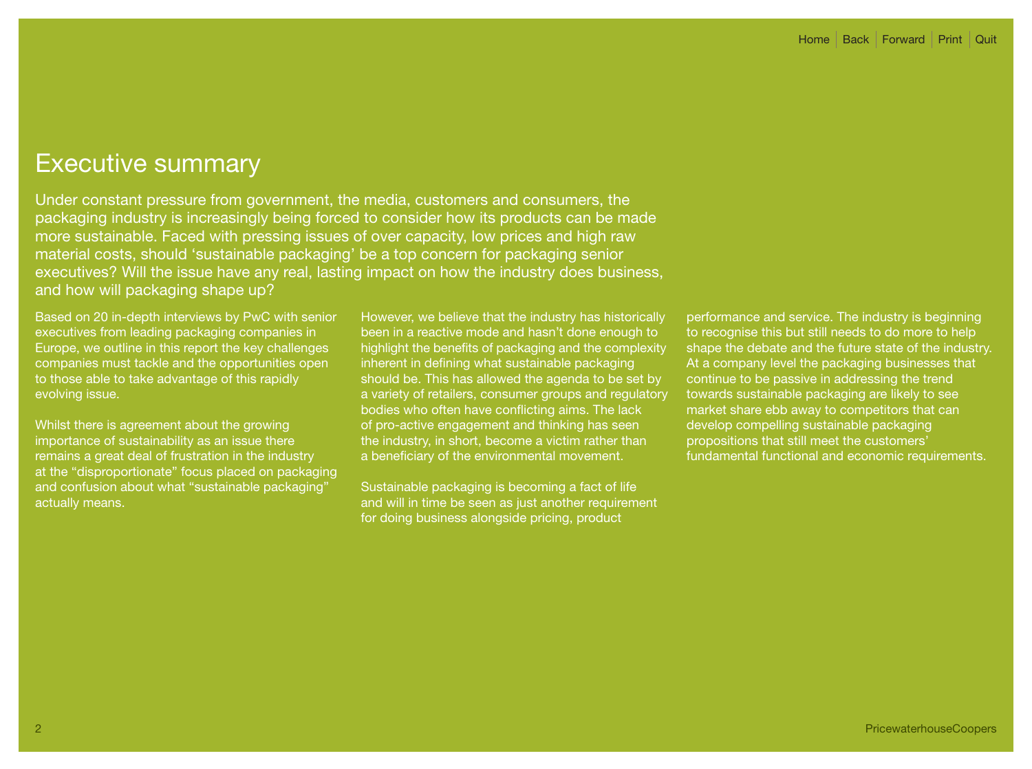# Executive summary

Under constant pressure from government, the media, customers and consumers, the packaging industry is increasingly being forced to consider how its products can be made more sustainable. Faced with pressing issues of over capacity, low prices and high raw material costs, should 'sustainable packaging' be a top concern for packaging senior executives? Will the issue have any real, lasting impact on how the industry does business, and how will packaging shape up?

Based on 20 in-depth interviews by PwC with senior executives from leading packaging companies in Europe, we outline in this report the key challenges companies must tackle and the opportunities open to those able to take advantage of this rapidly evolving issue.

Whilst there is agreement about the growing importance of sustainability as an issue there remains a great deal of frustration in the industry at the "disproportionate" focus placed on packaging and confusion about what "sustainable packaging" actually means.

However, we believe that the industry has historically been in a reactive mode and hasn't done enough to highlight the benefits of packaging and the complexity inherent in defining what sustainable packaging should be. This has allowed the agenda to be set by a variety of retailers, consumer groups and regulatory bodies who often have conflicting aims. The lack of pro-active engagement and thinking has seen the industry, in short, become a victim rather than a beneficiary of the environmental movement.

Sustainable packaging is becoming a fact of life and will in time be seen as just another requirement for doing business alongside pricing, product performance and service. The industry is beginning to recognise this but still needs to do more to help shape the debate and the future state of the industry. At a company level the packaging businesses that continue to be passive in addressing the trend towards sustainable packaging are likely to see market share ebb away to competitors that can develop compelling sustainable packaging propositions that still meet the customers' fundamental functional and economic requirements.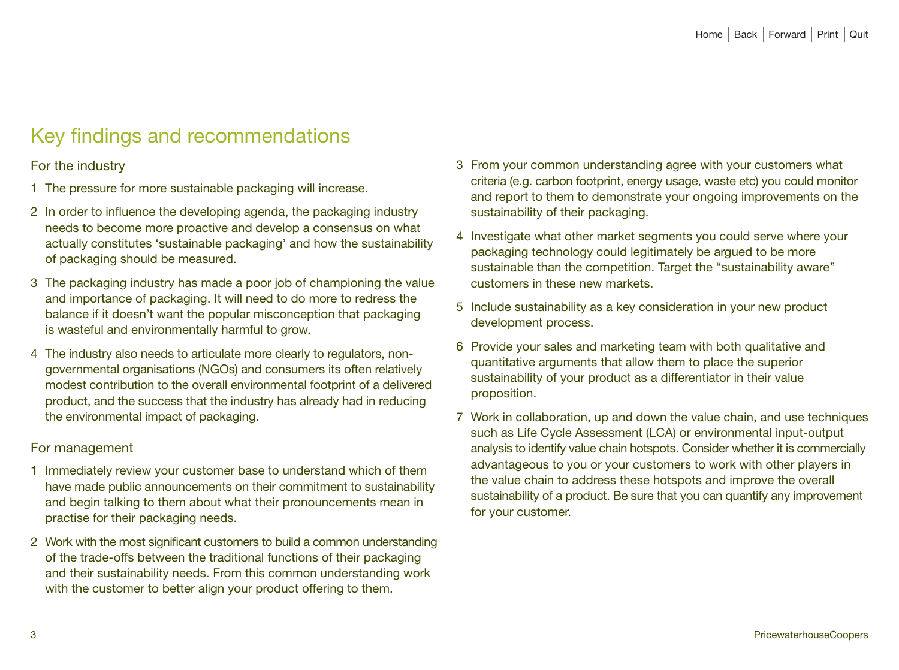# Key findings and recommendations

## For the industry

1. The pressure for more sustainable packaging will increase.
2. In order to influence the developing agenda, the packaging industry needs to become more proactive and develop a consensus on what actually constitutes 'sustainable packaging' and how the sustainability of packaging should be measured.
3. The packaging industry has made a poor job of championing the value and importance of packaging. It will need to do more to redress the balance if it doesn't want the popular misconception that packaging is wasteful and environmentally harmful to grow.
4. The industry also needs to articulate more clearly to regulators, non-governmental organisations (NGOs) and consumers its often relatively modest contribution to the overall environmental footprint of a delivered product, and the success that the industry has already had in reducing the environmental impact of packaging.

## For management

1. Immediately review your customer base to understand which of them have made public announcements on their commitment to sustainability and begin talking to them about what their pronouncements mean in practise for their packaging needs.
2. Work with the most significant customers to build a common understanding of the trade-offs between the traditional functions of their packaging and their sustainability needs. From this common understanding work with the customer to better align your product offering to them.
3. From your common understanding agree with your customers what criteria (e.g. carbon footprint, energy usage, waste etc) you could monitor and report to them to demonstrate your ongoing improvements on the sustainability of their packaging.
4. Investigate what other market segments you could serve where your packaging technology could legitimately be argued to be more sustainable than the competition. Target the "sustainability aware" customers in these new markets.
5. Include sustainability as a key consideration in your new product development process.
6. Provide your sales and marketing team with both qualitative and quantitative arguments that allow them to place the superior sustainability of your product as a differentiator in their value proposition.
7. Work in collaboration, up and down the value chain, and use techniques such as Life Cycle Assessment (LCA) or environmental input-output analysis to identify value chain hotspots. Consider whether it is commercially advantageous to you or your customers to work with other players in the value chain to address these hotspots and improve the overall sustainability of a product. Be sure that you can quantify any improvement for your customer.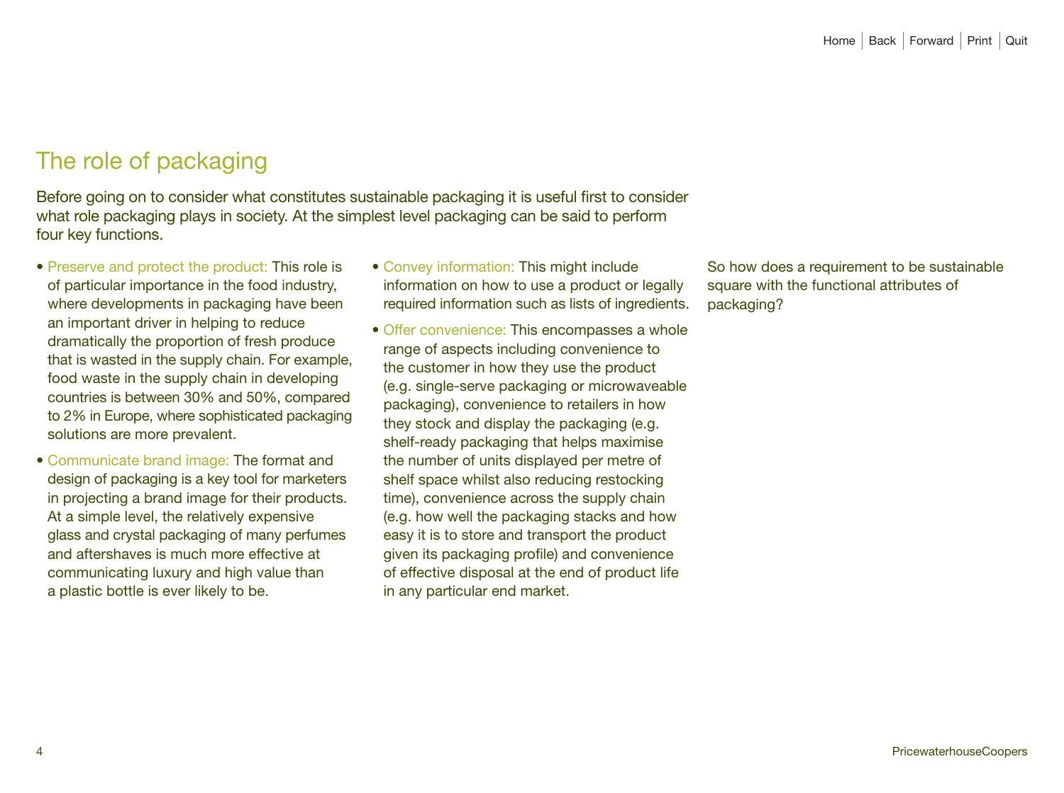# The role of packaging

Before going on to consider what constitutes sustainable packaging it is useful first to consider what role packaging plays in society. At the simplest level packaging can be said to perform four key functions.

- Preserve and protect the product: This role is of particular importance in the food industry, where developments in packaging have been an important driver in helping to reduce dramatically the proportion of fresh produce that is wasted in the supply chain. For example, food waste in the supply chain in developing countries is between 30% and 50%, compared to 2% in Europe, where sophisticated packaging solutions are more prevalent.
- Communicate brand image: The format and design of packaging is a key tool for marketers in projecting a brand image for their products. At a simple level, the relatively expensive glass and crystal packaging of many perfumes and aftershaves is much more effective at communicating luxury and high value than a plastic bottle is ever likely to be.
- Convey information: This might include information on how to use a product or legally required information such as lists of ingredients.
- Offer convenience: This encompasses a whole range of aspects including convenience to the customer in how they use the product (e.g. single-serve packaging or microwaveable packaging), convenience to retailers in how they stock and display the packaging (e.g. shelf-ready packaging that helps maximise the number of units displayed per metre of shelf space whilst also reducing restocking time), convenience across the supply chain (e.g. how well the packaging stacks and how easy it is to store and transport the product given its packaging profile) and convenience of effective disposal at the end of product life in any particular end market.

So how does a requirement to be sustainable square with the functional attributes of packaging?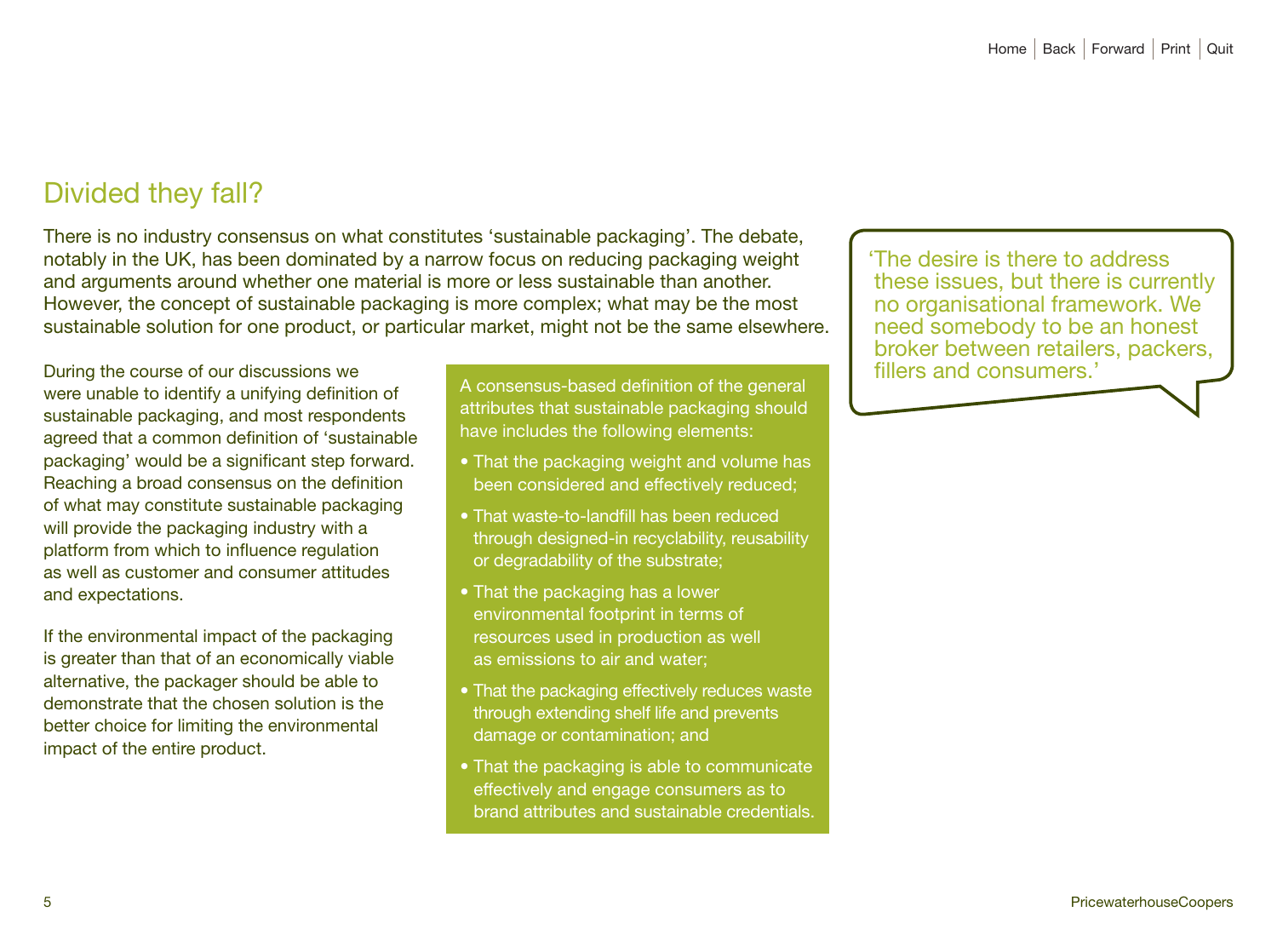## Divided they fall?

There is no industry consensus on what constitutes 'sustainable packaging'. The debate, notably in the UK, has been dominated by a narrow focus on reducing packaging weight and arguments around whether one material is more or less sustainable than another. However, the concept of sustainable packaging is more complex; what may be the most sustainable solution for one product, or particular market, might not be the same elsewhere.

During the course of our discussions we were unable to identify a unifying definition of sustainable packaging, and most respondents agreed that a common definition of 'sustainable packaging' would be a significant step forward. Reaching a broad consensus on the definition of what may constitute sustainable packaging will provide the packaging industry with a platform from which to influence regulation as well as customer and consumer attitudes and expectations.

If the environmental impact of the packaging is greater than that of an economically viable alternative, the packager should be able to demonstrate that the chosen solution is the better choice for limiting the environmental impact of the entire product.

A consensus-based definition of the general attributes that sustainable packaging should have includes the following elements:

- That the packaging weight and volume has been considered and effectively reduced;
- That waste-to-landfill has been reduced through designed-in recyclability, reusability or degradability of the substrate;
- That the packaging has a lower environmental footprint in terms of resources used in production as well as emissions to air and water;
- That the packaging effectively reduces waste through extending shelf life and prevents damage or contamination; and
- That the packaging is able to communicate effectively and engage consumers as to brand attributes and sustainable credentials.

'The desire is there to address these issues, but there is currently no organisational framework. We need somebody to be an honest broker between retailers, packers, fillers and consumers.'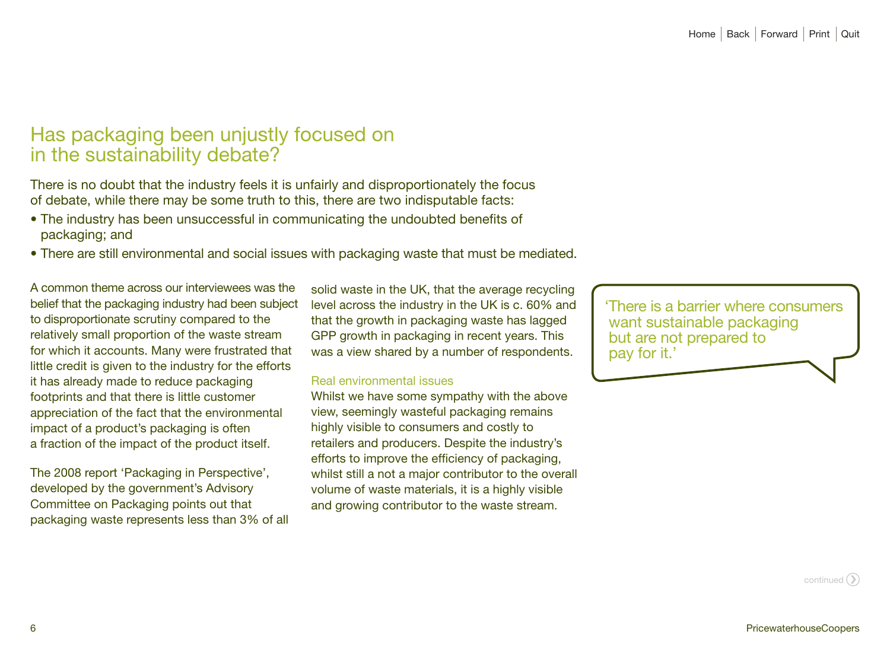# Has packaging been unjustly focused on in the sustainability debate?

There is no doubt that the industry feels it is unfairly and disproportionately the focus of debate, while there may be some truth to this, there are two indisputable facts:

- The industry has been unsuccessful in communicating the undoubted benefits of packaging; and
- There are still environmental and social issues with packaging waste that must be mediated.

A common theme across our interviewees was the belief that the packaging industry had been subject to disproportionate scrutiny compared to the relatively small proportion of the waste stream for which it accounts. Many were frustrated that little credit is given to the industry for the efforts it has already made to reduce packaging footprints and that there is little customer appreciation of the fact that the environmental impact of a product's packaging is often a fraction of the impact of the product itself.

The 2008 report 'Packaging in Perspective', developed by the government's Advisory Committee on Packaging points out that packaging waste represents less than 3% of all solid waste in the UK, that the average recycling level across the industry in the UK is c. 60% and that the growth in packaging waste has lagged GPP growth in packaging in recent years. This was a view shared by a number of respondents.

## Real environmental issues

Whilst we have some sympathy with the above view, seemingly wasteful packaging remains highly visible to consumers and costly to retailers and producers. Despite the industry's efforts to improve the efficiency of packaging, whilst still a not a major contributor to the overall volume of waste materials, it is a highly visible and growing contributor to the waste stream.

> 'There is a barrier where consumers want sustainable packaging but are not prepared to pay for it.'

continued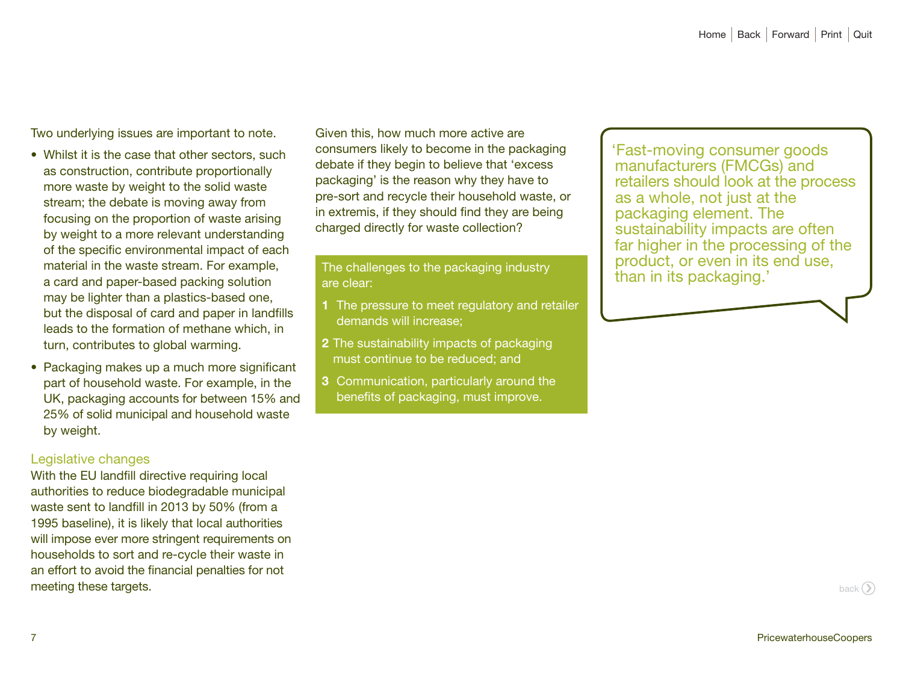Two underlying issues are important to note.

- Whilst it is the case that other sectors, such as construction, contribute proportionally more waste by weight to the solid waste stream; the debate is moving away from focusing on the proportion of waste arising by weight to a more relevant understanding of the specific environmental impact of each material in the waste stream. For example, a card and paper-based packing solution may be lighter than a plastics-based one, but the disposal of card and paper in landfills leads to the formation of methane which, in turn, contributes to global warming.
- Packaging makes up a much more significant part of household waste. For example, in the UK, packaging accounts for between 15% and 25% of solid municipal and household waste by weight.

### Legislative changes

With the EU landfill directive requiring local authorities to reduce biodegradable municipal waste sent to landfill in 2013 by 50% (from a 1995 baseline), it is likely that local authorities will impose ever more stringent requirements on households to sort and re-cycle their waste in an effort to avoid the financial penalties for not meeting these targets.

Given this, how much more active are consumers likely to become in the packaging debate if they begin to believe that 'excess packaging' is the reason why they have to pre-sort and recycle their household waste, or in extremis, if they should find they are being charged directly for waste collection?

The challenges to the packaging industry are clear:

1. The pressure to meet regulatory and retailer demands will increase;
2. The sustainability impacts of packaging must continue to be reduced; and
3. Communication, particularly around the benefits of packaging, must improve.

> 'Fast-moving consumer goods manufacturers (FMCGs) and retailers should look at the process as a whole, not just at the packaging element. The sustainability impacts are often far higher in the processing of the product, or even in its end use, than in its packaging.'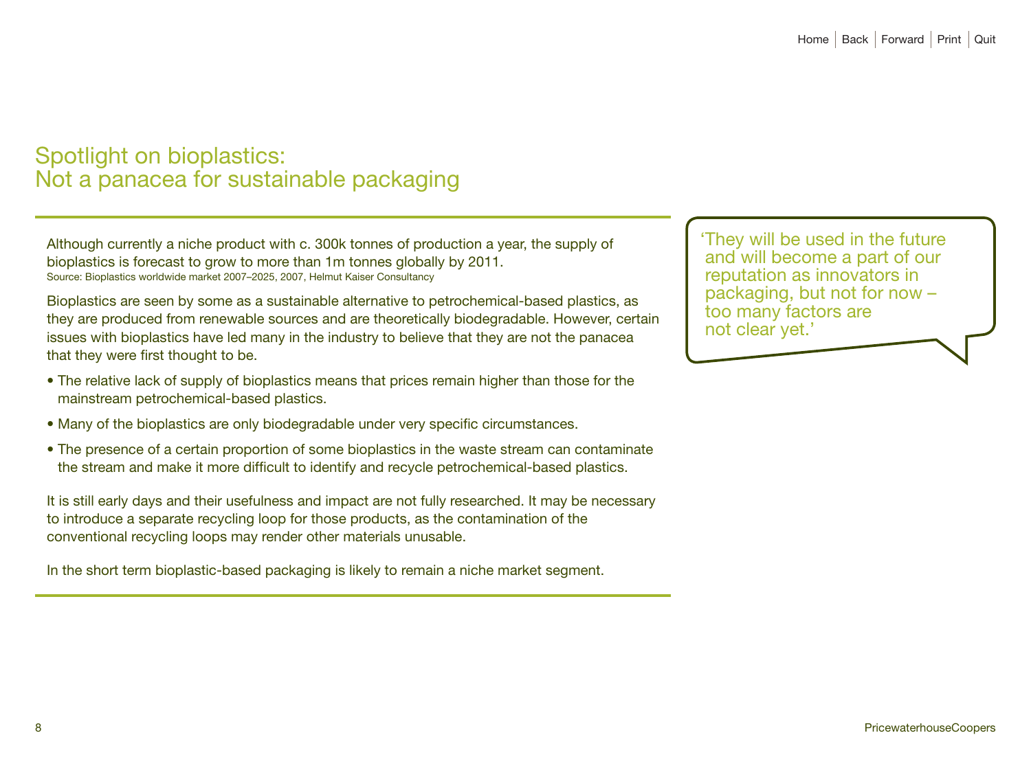# Spotlight on bioplastics: Not a panacea for sustainable packaging

Although currently a niche product with c. 300k tonnes of production a year, the supply of bioplastics is forecast to grow to more than 1m tonnes globally by 2011.
Source: Bioplastics worldwide market 2007–2025, 2007, Helmut Kaiser Consultancy

Bioplastics are seen by some as a sustainable alternative to petrochemical-based plastics, as they are produced from renewable sources and are theoretically biodegradable. However, certain issues with bioplastics have led many in the industry to believe that they are not the panacea that they were first thought to be.

- The relative lack of supply of bioplastics means that prices remain higher than those for the mainstream petrochemical-based plastics.
- Many of the bioplastics are only biodegradable under very specific circumstances.
- The presence of a certain proportion of some bioplastics in the waste stream can contaminate the stream and make it more difficult to identify and recycle petrochemical-based plastics.

It is still early days and their usefulness and impact are not fully researched. It may be necessary to introduce a separate recycling loop for those products, as the contamination of the conventional recycling loops may render other materials unusable.

In the short term bioplastic-based packaging is likely to remain a niche market segment.

> ‘They will be used in the future and will become a part of our reputation as innovators in packaging, but not for now – too many factors are not clear yet.’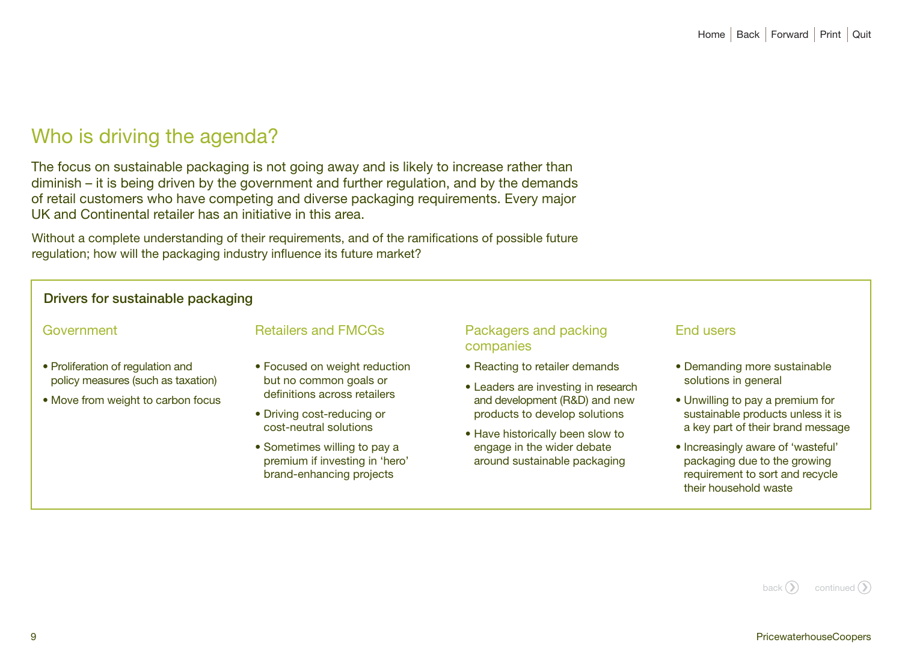# Who is driving the agenda?

The focus on sustainable packaging is not going away and is likely to increase rather than diminish – it is being driven by the government and further regulation, and by the demands of retail customers who have competing and diverse packaging requirements. Every major UK and Continental retailer has an initiative in this area.

Without a complete understanding of their requirements, and of the ramifications of possible future regulation; how will the packaging industry influence its future market?

## Drivers for sustainable packaging

### Government

- Proliferation of regulation and policy measures (such as taxation)
- Move from weight to carbon focus

### Retailers and FMCGs

- Focused on weight reduction but no common goals or definitions across retailers
- Driving cost-reducing or cost-neutral solutions
- Sometimes willing to pay a premium if investing in 'hero' brand-enhancing projects

### Packagers and packing companies

- Reacting to retailer demands
- Leaders are investing in research and development (R&D) and new products to develop solutions
- Have historically been slow to engage in the wider debate around sustainable packaging

### End users

- Demanding more sustainable solutions in general
- Unwilling to pay a premium for sustainable products unless it is a key part of their brand message
- Increasingly aware of 'wasteful' packaging due to the growing requirement to sort and recycle their household waste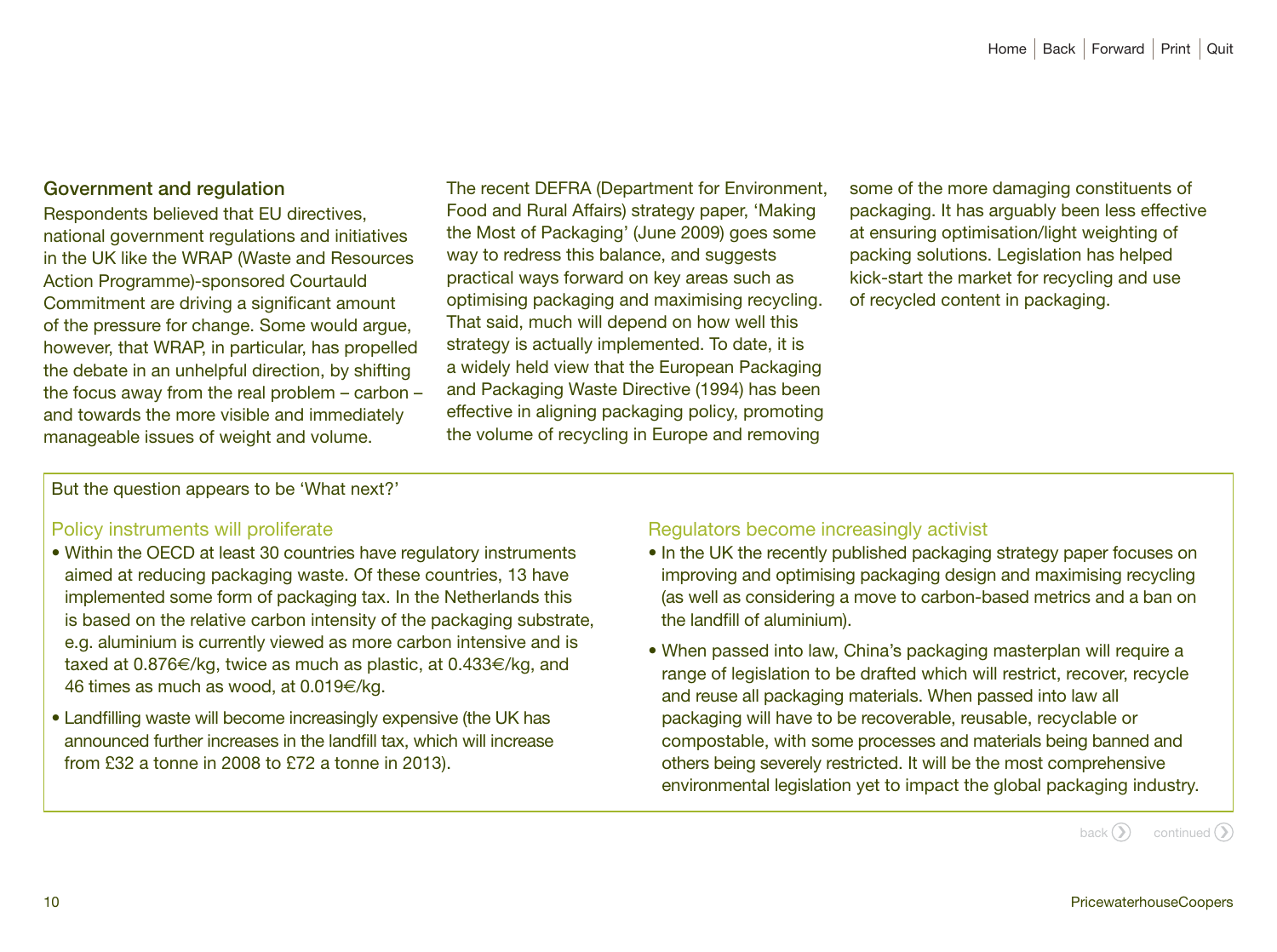## Government and regulation

Respondents believed that EU directives, national government regulations and initiatives in the UK like the WRAP (Waste and Resources Action Programme)-sponsored Courtauld Commitment are driving a significant amount of the pressure for change. Some would argue, however, that WRAP, in particular, has propelled the debate in an unhelpful direction, by shifting the focus away from the real problem – carbon – and towards the more visible and immediately manageable issues of weight and volume.

The recent DEFRA (Department for Environment, Food and Rural Affairs) strategy paper, 'Making the Most of Packaging' (June 2009) goes some way to redress this balance, and suggests practical ways forward on key areas such as optimising packaging and maximising recycling. That said, much will depend on how well this strategy is actually implemented. To date, it is a widely held view that the European Packaging and Packaging Waste Directive (1994) has been effective in aligning packaging policy, promoting the volume of recycling in Europe and removing some of the more damaging constituents of packaging. It has arguably been less effective at ensuring optimisation/light weighting of packing solutions. Legislation has helped kick-start the market for recycling and use of recycled content in packaging.

But the question appears to be 'What next?'

### Policy instruments will proliferate

- Within the OECD at least 30 countries have regulatory instruments aimed at reducing packaging waste. Of these countries, 13 have implemented some form of packaging tax. In the Netherlands this is based on the relative carbon intensity of the packaging substrate, e.g. aluminium is currently viewed as more carbon intensive and is taxed at 0.876€/kg, twice as much as plastic, at 0.433€/kg, and 46 times as much as wood, at 0.019€/kg.
- Landfilling waste will become increasingly expensive (the UK has announced further increases in the landfill tax, which will increase from £32 a tonne in 2008 to £72 a tonne in 2013).

### Regulators become increasingly activist

- In the UK the recently published packaging strategy paper focuses on improving and optimising packaging design and maximising recycling (as well as considering a move to carbon-based metrics and a ban on the landfill of aluminium).
- When passed into law, China's packaging masterplan will require a range of legislation to be drafted which will restrict, recover, recycle and reuse all packaging materials. When passed into law all packaging will have to be recoverable, reusable, recyclable or compostable, with some processes and materials being banned and others being severely restricted. It will be the most comprehensive environmental legislation yet to impact the global packaging industry.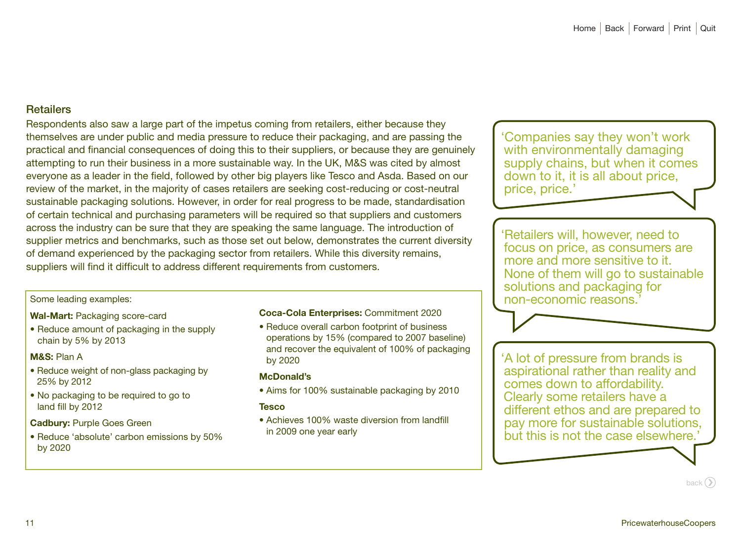## Retailers

Respondents also saw a large part of the impetus coming from retailers, either because they themselves are under public and media pressure to reduce their packaging, and are passing the practical and financial consequences of doing this to their suppliers, or because they are genuinely attempting to run their business in a more sustainable way. In the UK, M&S was cited by almost everyone as a leader in the field, followed by other big players like Tesco and Asda. Based on our review of the market, in the majority of cases retailers are seeking cost-reducing or cost-neutral sustainable packaging solutions. However, in order for real progress to be made, standardisation of certain technical and purchasing parameters will be required so that suppliers and customers across the industry can be sure that they are speaking the same language. The introduction of supplier metrics and benchmarks, such as those set out below, demonstrates the current diversity of demand experienced by the packaging sector from retailers. While this diversity remains, suppliers will find it difficult to address different requirements from customers.

Some leading examples:

**Wal-Mart:** Packaging score-card

- Reduce amount of packaging in the supply chain by 5% by 2013

**M&S:** Plan A

- Reduce weight of non-glass packaging by 25% by 2012
- No packaging to be required to go to land fill by 2012

**Cadbury:** Purple Goes Green

- Reduce 'absolute' carbon emissions by 50% by 2020

**Coca-Cola Enterprises:** Commitment 2020

- Reduce overall carbon footprint of business operations by 15% (compared to 2007 baseline) and recover the equivalent of 100% of packaging by 2020

**McDonald's**

- Aims for 100% sustainable packaging by 2010

**Tesco**

- Achieves 100% waste diversion from landfill in 2009 one year early

> 'Companies say they won't work with environmentally damaging supply chains, but when it comes down to it, it is all about price, price, price.'

> 'Retailers will, however, need to focus on price, as consumers are more and more sensitive to it. None of them will go to sustainable solutions and packaging for non-economic reasons.'

> 'A lot of pressure from brands is aspirational rather than reality and comes down to affordability. Clearly some retailers have a different ethos and are prepared to pay more for sustainable solutions, but this is not the case elsewhere.'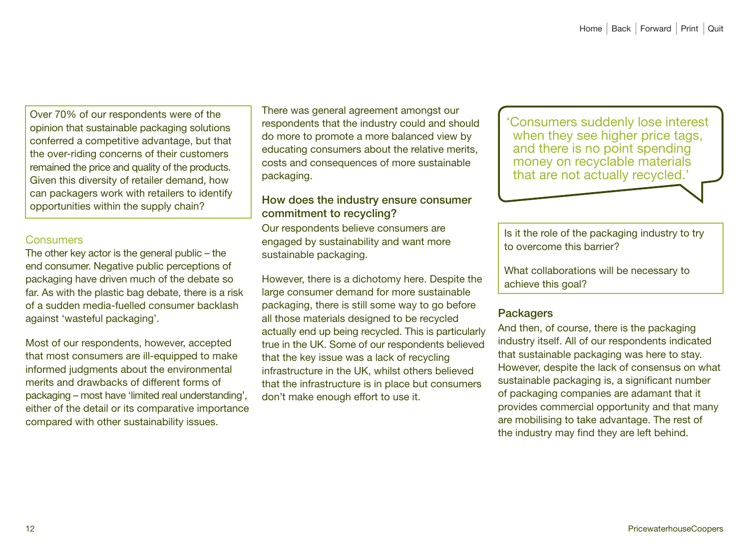Over 70% of our respondents were of the opinion that sustainable packaging solutions conferred a competitive advantage, but that the over-riding concerns of their customers remained the price and quality of the products. Given this diversity of retailer demand, how can packagers work with retailers to identify opportunities within the supply chain?

## Consumers

The other key actor is the general public – the end consumer. Negative public perceptions of packaging have driven much of the debate so far. As with the plastic bag debate, there is a risk of a sudden media-fuelled consumer backlash against 'wasteful packaging'.

Most of our respondents, however, accepted that most consumers are ill-equipped to make informed judgments about the environmental merits and drawbacks of different forms of packaging – most have 'limited real understanding', either of the detail or its comparative importance compared with other sustainability issues.

There was general agreement amongst our respondents that the industry could and should do more to promote a more balanced view by educating consumers about the relative merits, costs and consequences of more sustainable packaging.

### How does the industry ensure consumer commitment to recycling?

Our respondents believe consumers are engaged by sustainability and want more sustainable packaging.

However, there is a dichotomy here. Despite the large consumer demand for more sustainable packaging, there is still some way to go before all those materials designed to be recycled actually end up being recycled. This is particularly true in the UK. Some of our respondents believed that the key issue was a lack of recycling infrastructure in the UK, whilst others believed that the infrastructure is in place but consumers don't make enough effort to use it.

> 'Consumers suddenly lose interest when they see higher price tags, and there is no point spending money on recyclable materials that are not actually recycled.'

Is it the role of the packaging industry to try to overcome this barrier?

What collaborations will be necessary to achieve this goal?

## Packagers

And then, of course, there is the packaging industry itself. All of our respondents indicated that sustainable packaging was here to stay. However, despite the lack of consensus on what sustainable packaging is, a significant number of packaging companies are adamant that it provides commercial opportunity and that many are mobilising to take advantage. The rest of the industry may find they are left behind.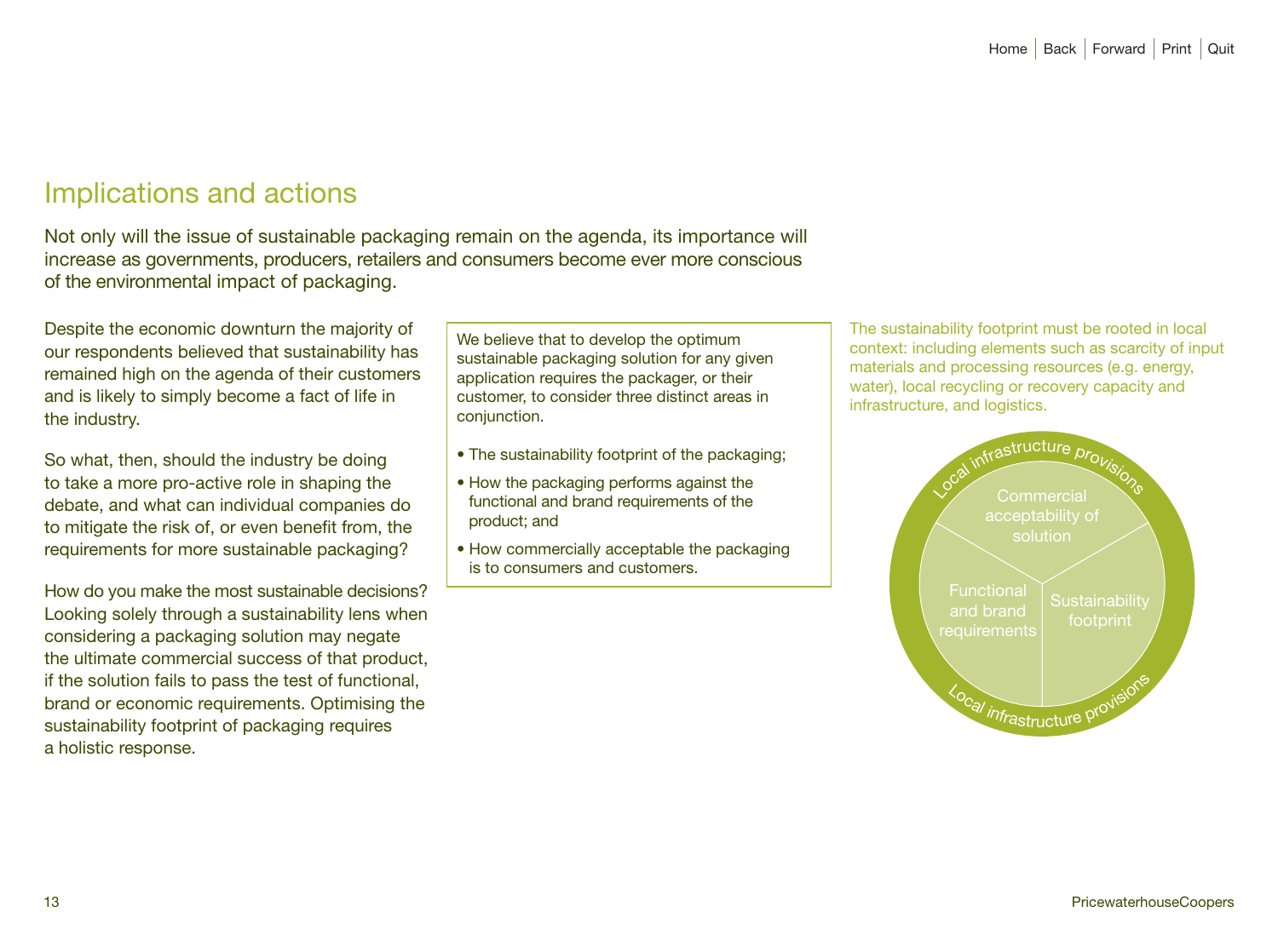## Implications and actions

Not only will the issue of sustainable packaging remain on the agenda, its importance will increase as governments, producers, retailers and consumers become ever more conscious of the environmental impact of packaging.

Despite the economic downturn the majority of our respondents believed that sustainability has remained high on the agenda of their customers and is likely to simply become a fact of life in the industry.

So what, then, should the industry be doing to take a more pro-active role in shaping the debate, and what can individual companies do to mitigate the risk of, or even benefit from, the requirements for more sustainable packaging?

How do you make the most sustainable decisions? Looking solely through a sustainability lens when considering a packaging solution may negate the ultimate commercial success of that product, if the solution fails to pass the test of functional, brand or economic requirements. Optimising the sustainability footprint of packaging requires a holistic response.

> We believe that to develop the optimum sustainable packaging solution for any given application requires the packager, or their customer, to consider three distinct areas in conjunction.
>
> - The sustainability footprint of the packaging;
> - How the packaging performs against the functional and brand requirements of the product; and
> - How commercially acceptable the packaging is to consumers and customers.

The sustainability footprint must be rooted in local context: including elements such as scarcity of input materials and processing resources (e.g. energy, water), local recycling or recovery capacity and infrastructure, and logistics.

Local infrastructure provisions

Commercial acceptability of solution

Functional and brand requirements

Sustainability footprint

Local infrastructure provisions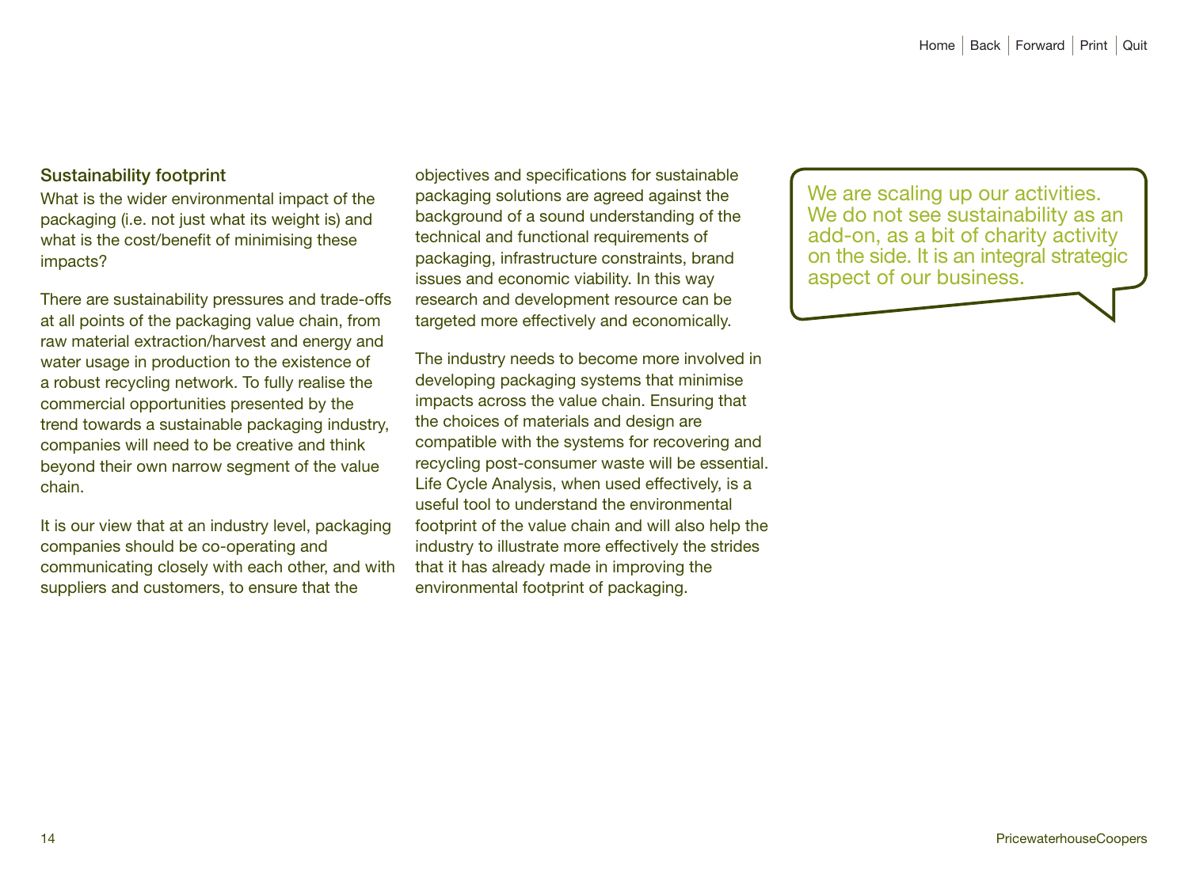## Sustainability footprint

What is the wider environmental impact of the packaging (i.e. not just what its weight is) and what is the cost/benefit of minimising these impacts?

There are sustainability pressures and trade-offs at all points of the packaging value chain, from raw material extraction/harvest and energy and water usage in production to the existence of a robust recycling network. To fully realise the commercial opportunities presented by the trend towards a sustainable packaging industry, companies will need to be creative and think beyond their own narrow segment of the value chain.

It is our view that at an industry level, packaging companies should be co-operating and communicating closely with each other, and with suppliers and customers, to ensure that the objectives and specifications for sustainable packaging solutions are agreed against the background of a sound understanding of the technical and functional requirements of packaging, infrastructure constraints, brand issues and economic viability. In this way research and development resource can be targeted more effectively and economically.

The industry needs to become more involved in developing packaging systems that minimise impacts across the value chain. Ensuring that the choices of materials and design are compatible with the systems for recovering and recycling post-consumer waste will be essential. Life Cycle Analysis, when used effectively, is a useful tool to understand the environmental footprint of the value chain and will also help the industry to illustrate more effectively the strides that it has already made in improving the environmental footprint of packaging.

> We are scaling up our activities. We do not see sustainability as an add-on, as a bit of charity activity on the side. It is an integral strategic aspect of our business.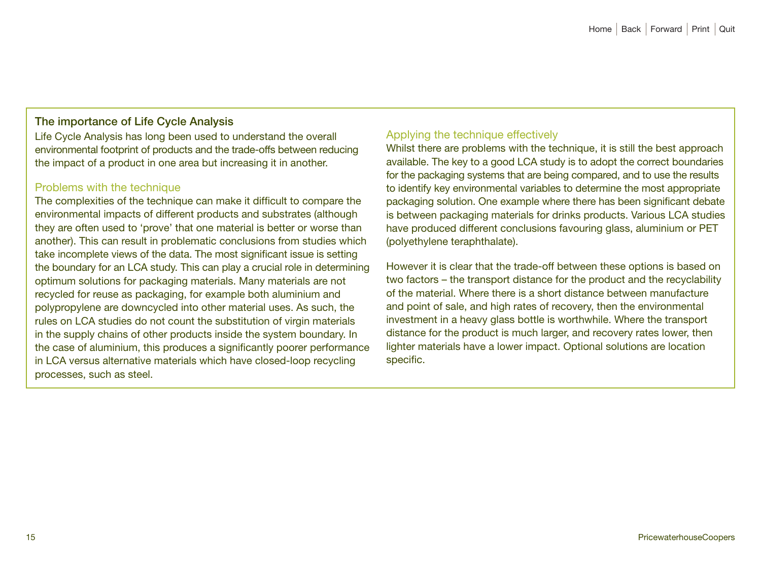## The importance of Life Cycle Analysis

Life Cycle Analysis has long been used to understand the overall environmental footprint of products and the trade-offs between reducing the impact of a product in one area but increasing it in another.

### Problems with the technique

The complexities of the technique can make it difficult to compare the environmental impacts of different products and substrates (although they are often used to 'prove' that one material is better or worse than another). This can result in problematic conclusions from studies which take incomplete views of the data. The most significant issue is setting the boundary for an LCA study. This can play a crucial role in determining optimum solutions for packaging materials. Many materials are not recycled for reuse as packaging, for example both aluminium and polypropylene are downcycled into other material uses. As such, the rules on LCA studies do not count the substitution of virgin materials in the supply chains of other products inside the system boundary. In the case of aluminium, this produces a significantly poorer performance in LCA versus alternative materials which have closed-loop recycling processes, such as steel.

### Applying the technique effectively

Whilst there are problems with the technique, it is still the best approach available. The key to a good LCA study is to adopt the correct boundaries for the packaging systems that are being compared, and to use the results to identify key environmental variables to determine the most appropriate packaging solution. One example where there has been significant debate is between packaging materials for drinks products. Various LCA studies have produced different conclusions favouring glass, aluminium or PET (polyethylene teraphthalate).

However it is clear that the trade-off between these options is based on two factors – the transport distance for the product and the recyclability of the material. Where there is a short distance between manufacture and point of sale, and high rates of recovery, then the environmental investment in a heavy glass bottle is worthwhile. Where the transport distance for the product is much larger, and recovery rates lower, then lighter materials have a lower impact. Optional solutions are location specific.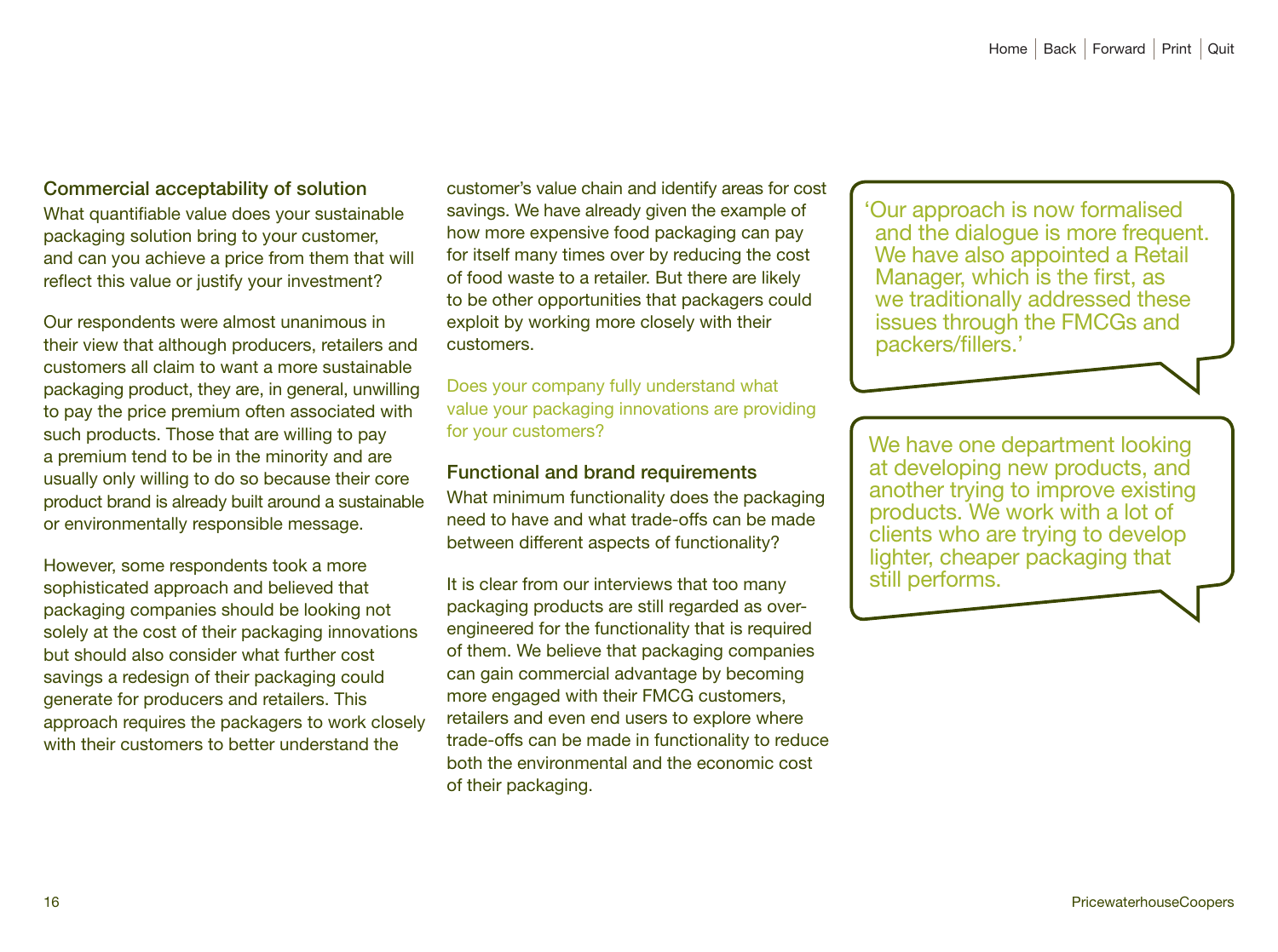### Commercial acceptability of solution

What quantifiable value does your sustainable packaging solution bring to your customer, and can you achieve a price from them that will reflect this value or justify your investment?

Our respondents were almost unanimous in their view that although producers, retailers and customers all claim to want a more sustainable packaging product, they are, in general, unwilling to pay the price premium often associated with such products. Those that are willing to pay a premium tend to be in the minority and are usually only willing to do so because their core product brand is already built around a sustainable or environmentally responsible message.

However, some respondents took a more sophisticated approach and believed that packaging companies should be looking not solely at the cost of their packaging innovations but should also consider what further cost savings a redesign of their packaging could generate for producers and retailers. This approach requires the packagers to work closely with their customers to better understand the customer's value chain and identify areas for cost savings. We have already given the example of how more expensive food packaging can pay for itself many times over by reducing the cost of food waste to a retailer. But there are likely to be other opportunities that packagers could exploit by working more closely with their customers.

Does your company fully understand what value your packaging innovations are providing for your customers?

### Functional and brand requirements

What minimum functionality does the packaging need to have and what trade-offs can be made between different aspects of functionality?

It is clear from our interviews that too many packaging products are still regarded as over-engineered for the functionality that is required of them. We believe that packaging companies can gain commercial advantage by becoming more engaged with their FMCG customers, retailers and even end users to explore where trade-offs can be made in functionality to reduce both the environmental and the economic cost of their packaging.

> 'Our approach is now formalised and the dialogue is more frequent. We have also appointed a Retail Manager, which is the first, as we traditionally addressed these issues through the FMCGs and packers/fillers.'

> We have one department looking at developing new products, and another trying to improve existing products. We work with a lot of clients who are trying to develop lighter, cheaper packaging that still performs.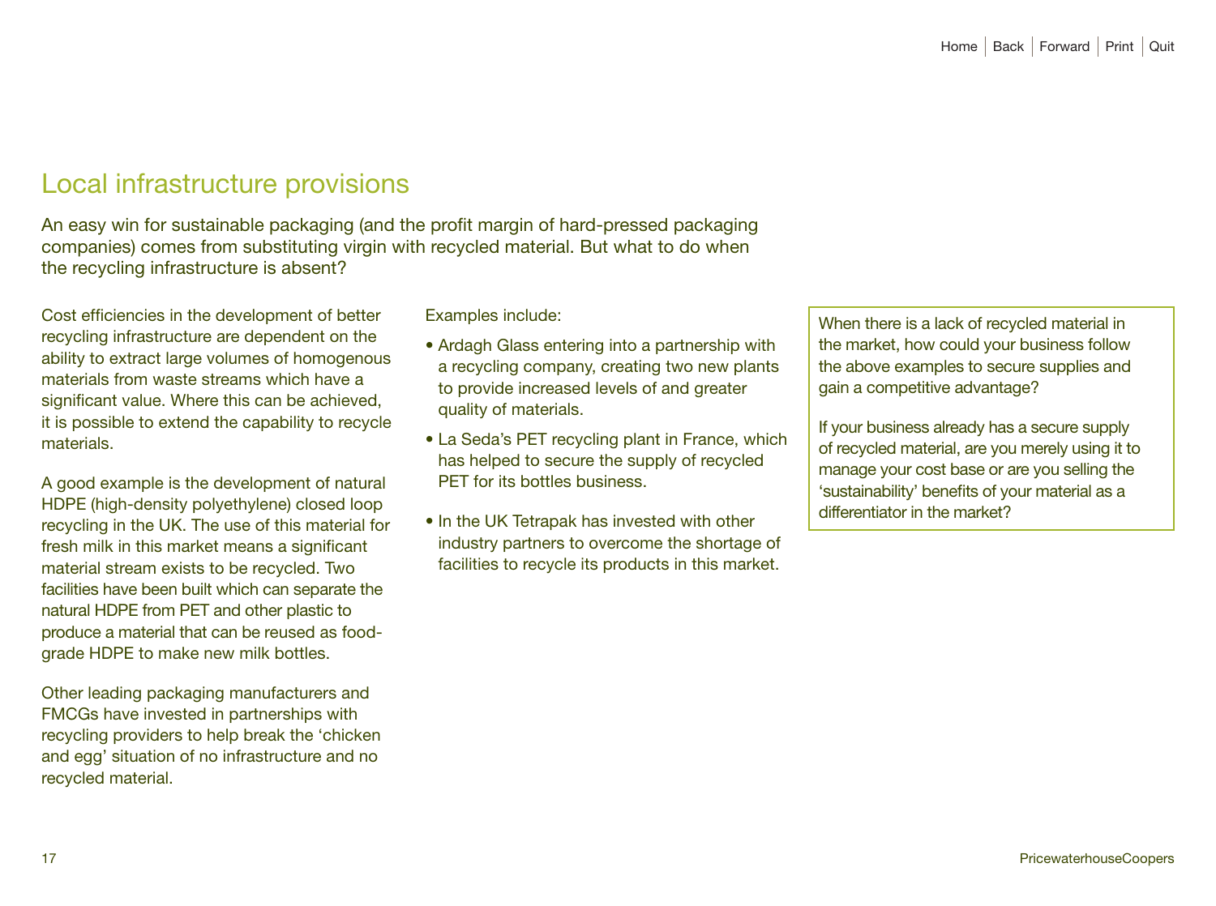# Local infrastructure provisions

An easy win for sustainable packaging (and the profit margin of hard-pressed packaging companies) comes from substituting virgin with recycled material. But what to do when the recycling infrastructure is absent?

Cost efficiencies in the development of better recycling infrastructure are dependent on the ability to extract large volumes of homogenous materials from waste streams which have a significant value. Where this can be achieved, it is possible to extend the capability to recycle materials.

A good example is the development of natural HDPE (high-density polyethylene) closed loop recycling in the UK. The use of this material for fresh milk in this market means a significant material stream exists to be recycled. Two facilities have been built which can separate the natural HDPE from PET and other plastic to produce a material that can be reused as food-grade HDPE to make new milk bottles.

Other leading packaging manufacturers and FMCGs have invested in partnerships with recycling providers to help break the 'chicken and egg' situation of no infrastructure and no recycled material.

Examples include:

- Ardagh Glass entering into a partnership with a recycling company, creating two new plants to provide increased levels of and greater quality of materials.
- La Seda's PET recycling plant in France, which has helped to secure the supply of recycled PET for its bottles business.
- In the UK Tetrapak has invested with other industry partners to overcome the shortage of facilities to recycle its products in this market.

When there is a lack of recycled material in the market, how could your business follow the above examples to secure supplies and gain a competitive advantage?

If your business already has a secure supply of recycled material, are you merely using it to manage your cost base or are you selling the 'sustainability' benefits of your material as a differentiator in the market?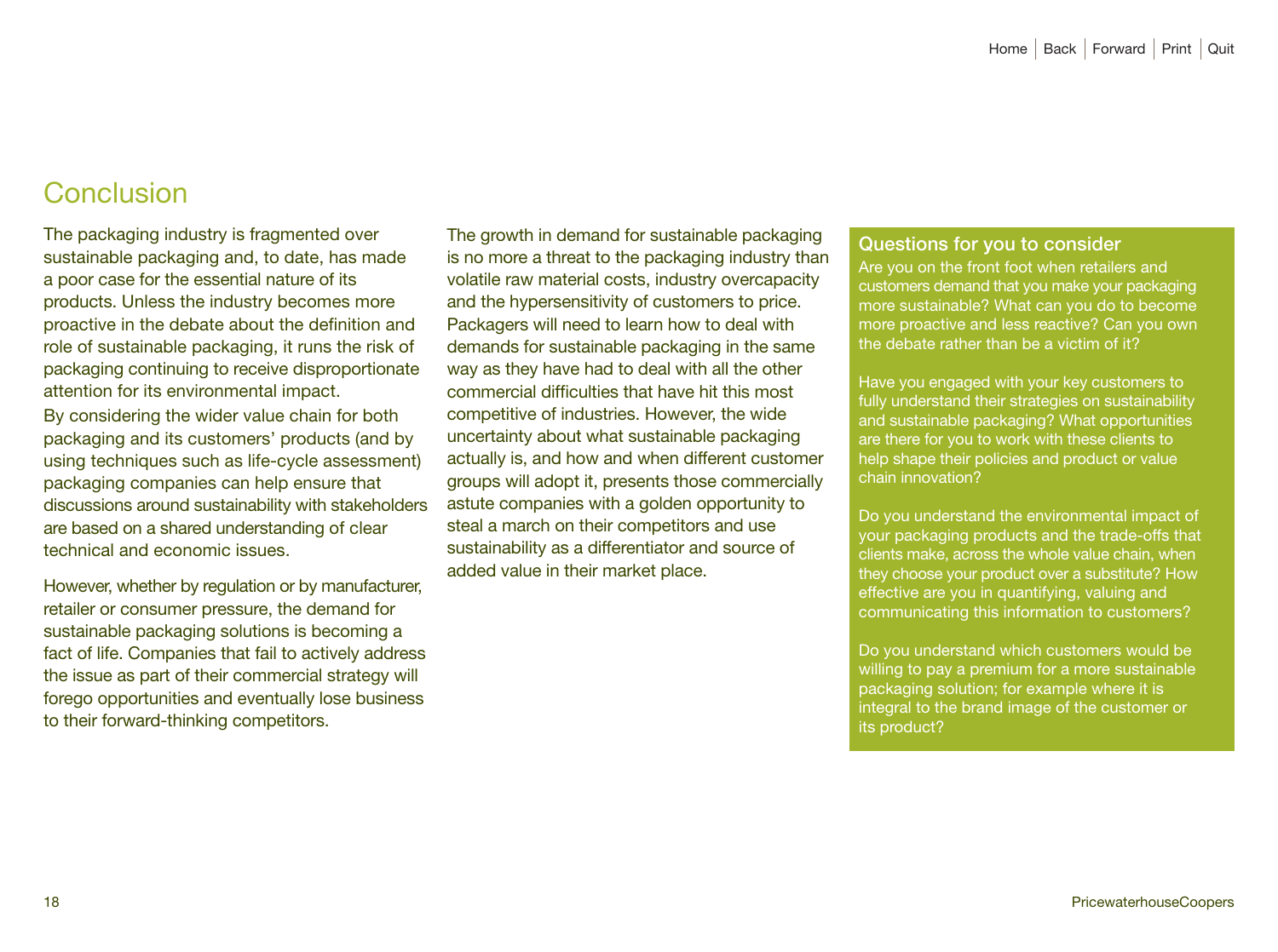# Conclusion

The packaging industry is fragmented over sustainable packaging and, to date, has made a poor case for the essential nature of its products. Unless the industry becomes more proactive in the debate about the definition and role of sustainable packaging, it runs the risk of packaging continuing to receive disproportionate attention for its environmental impact.

By considering the wider value chain for both packaging and its customers' products (and by using techniques such as life-cycle assessment) packaging companies can help ensure that discussions around sustainability with stakeholders are based on a shared understanding of clear technical and economic issues.

However, whether by regulation or by manufacturer, retailer or consumer pressure, the demand for sustainable packaging solutions is becoming a fact of life. Companies that fail to actively address the issue as part of their commercial strategy will forego opportunities and eventually lose business to their forward-thinking competitors.

The growth in demand for sustainable packaging is no more a threat to the packaging industry than volatile raw material costs, industry overcapacity and the hypersensitivity of customers to price. Packagers will need to learn how to deal with demands for sustainable packaging in the same way as they have had to deal with all the other commercial difficulties that have hit this most competitive of industries. However, the wide uncertainty about what sustainable packaging actually is, and how and when different customer groups will adopt it, presents those commercially astute companies with a golden opportunity to steal a march on their competitors and use sustainability as a differentiator and source of added value in their market place.

## Questions for you to consider

Are you on the front foot when retailers and customers demand that you make your packaging more sustainable? What can you do to become more proactive and less reactive? Can you own the debate rather than be a victim of it?

Have you engaged with your key customers to fully understand their strategies on sustainability and sustainable packaging? What opportunities are there for you to work with these clients to help shape their policies and product or value chain innovation?

Do you understand the environmental impact of your packaging products and the trade-offs that clients make, across the whole value chain, when they choose your product over a substitute? How effective are you in quantifying, valuing and communicating this information to customers?

Do you understand which customers would be willing to pay a premium for a more sustainable packaging solution; for example where it is integral to the brand image of the customer or its product?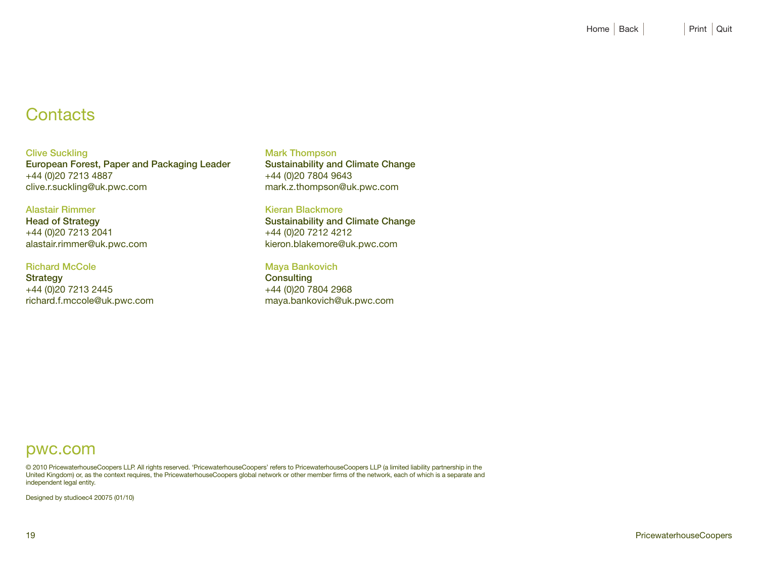# Contacts

**Clive Suckling**
European Forest, Paper and Packaging Leader
+44 (0)20 7213 4887
clive.r.suckling@uk.pwc.com

**Alastair Rimmer**
Head of Strategy
+44 (0)20 7213 2041
alastair.rimmer@uk.pwc.com

**Richard McCole**
Strategy
+44 (0)20 7213 2445
richard.f.mccole@uk.pwc.com

**Mark Thompson**
Sustainability and Climate Change
+44 (0)20 7804 9643
mark.z.thompson@uk.pwc.com

**Kieran Blackmore**
Sustainability and Climate Change
+44 (0)20 7212 4212
kieron.blakemore@uk.pwc.com

**Maya Bankovich**
Consulting
+44 (0)20 7804 2968
maya.bankovich@uk.pwc.com

## pwc.com

© 2010 PricewaterhouseCoopers LLP. All rights reserved. 'PricewaterhouseCoopers' refers to PricewaterhouseCoopers LLP (a limited liability partnership in the United Kingdom) or, as the context requires, the PricewaterhouseCoopers global network or other member firms of the network, each of which is a separate and independent legal entity.

Designed by studioec4 20075 (01/10)